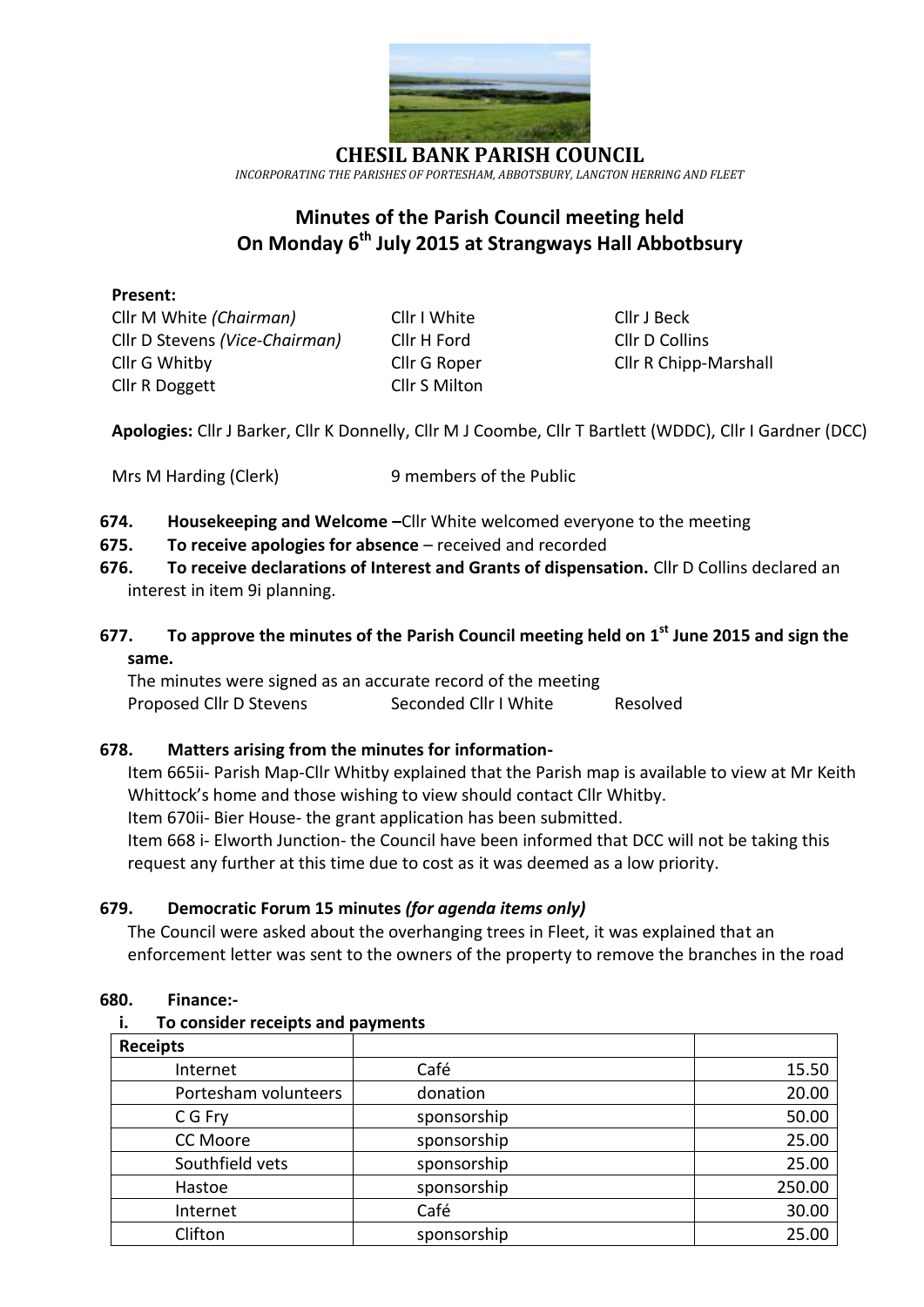# CHESIL BANK PARISH COUNCIL

*INCORPORATING THE PARISHES OF PORTESHAM, ABBOTSBURY, LANGTON HERRING AND FLEET*

## Minutes of the Parish Council meeting held On Monday 6th July 2015 at Strangways Hall Abbotbsury

**Present:**

Cllr M White *(Chairman)*
Cllr D Stevens *(Vice-Chairman)*
Cllr G Whitby
Cllr R Doggett
Cllr I White
Cllr H Ford
Cllr G Roper
Cllr S Milton
Cllr J Beck
Cllr D Collins
Cllr R Chipp-Marshall

**Apologies:** Cllr J Barker, Cllr K Donnelly, Cllr M J Coombe, Cllr T Bartlett (WDDC), Cllr I Gardner (DCC)

Mrs M Harding (Clerk) 9 members of the Public

**674. Housekeeping and Welcome –** Cllr White welcomed everyone to the meeting

**675. To receive apologies for absence** – received and recorded

**676. To receive declarations of Interest and Grants of dispensation.** Cllr D Collins declared an interest in item 9i planning.

**677. To approve the minutes of the Parish Council meeting held on 1st June 2015 and sign the same.**

The minutes were signed as an accurate record of the meeting
Proposed Cllr D Stevens Seconded Cllr I White Resolved

**678. Matters arising from the minutes for information-**

Item 665ii- Parish Map-Cllr Whitby explained that the Parish map is available to view at Mr Keith Whittock's home and those wishing to view should contact Cllr Whitby.

Item 670ii- Bier House- the grant application has been submitted.

Item 668 i- Elworth Junction- the Council have been informed that DCC will not be taking this request any further at this time due to cost as it was deemed as a low priority.

**679. Democratic Forum 15 minutes** ***(for agenda items only)***

The Council were asked about the overhanging trees in Fleet, it was explained that an enforcement letter was sent to the owners of the property to remove the branches in the road

**680. Finance:-**

**i. To consider receipts and payments**

| **Receipts** | | |
|---|---|---|
| Internet | Café | 15.50 |
| Portesham volunteers | donation | 20.00 |
| C G Fry | sponsorship | 50.00 |
| CC Moore | sponsorship | 25.00 |
| Southfield vets | sponsorship | 25.00 |
| Hastoe | sponsorship | 250.00 |
| Internet | Café | 30.00 |
| Clifton | sponsorship | 25.00 |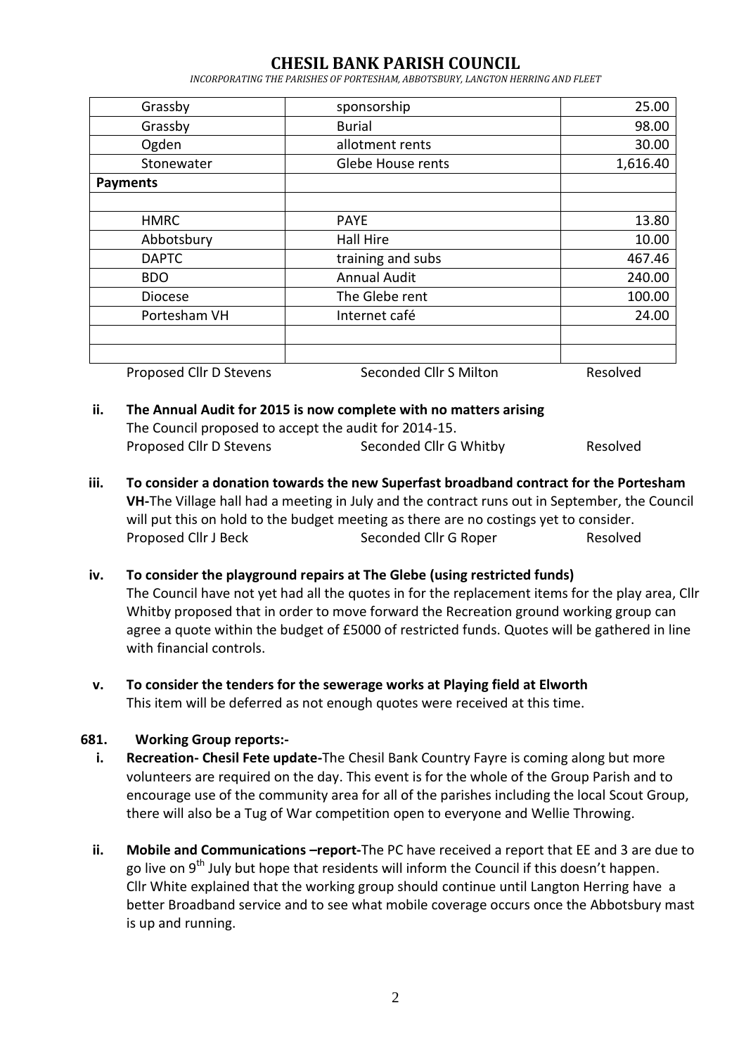# CHESIL BANK PARISH COUNCIL

*INCORPORATING THE PARISHES OF PORTESHAM, ABBOTSBURY, LANGTON HERRING AND FLEET*

| | | |
|---|---|---|
| Grassby | sponsorship | 25.00 |
| Grassby | Burial | 98.00 |
| Ogden | allotment rents | 30.00 |
| Stonewater | Glebe House rents | 1,616.40 |
| **Payments** | | |
| | | |
| HMRC | PAYE | 13.80 |
| Abbotsbury | Hall Hire | 10.00 |
| DAPTC | training and subs | 467.46 |
| BDO | Annual Audit | 240.00 |
| Diocese | The Glebe rent | 100.00 |
| Portesham VH | Internet café | 24.00 |
| | | |
| | | |

Proposed Cllr D Stevens Seconded Cllr S Milton Resolved

**ii. The Annual Audit for 2015 is now complete with no matters arising**
The Council proposed to accept the audit for 2014-15.
Proposed Cllr D Stevens Seconded Cllr G Whitby Resolved

**iii. To consider a donation towards the new Superfast broadband contract for the Portesham VH-**The Village hall had a meeting in July and the contract runs out in September, the Council will put this on hold to the budget meeting as there are no costings yet to consider.
Proposed Cllr J Beck Seconded Cllr G Roper Resolved

**iv. To consider the playground repairs at The Glebe (using restricted funds)**
The Council have not yet had all the quotes in for the replacement items for the play area, Cllr Whitby proposed that in order to move forward the Recreation ground working group can agree a quote within the budget of £5000 of restricted funds. Quotes will be gathered in line with financial controls.

**v. To consider the tenders for the sewerage works at Playing field at Elworth**
This item will be deferred as not enough quotes were received at this time.

**681. Working Group reports:-**

**i. Recreation- Chesil Fete update-**The Chesil Bank Country Fayre is coming along but more volunteers are required on the day. This event is for the whole of the Group Parish and to encourage use of the community area for all of the parishes including the local Scout Group, there will also be a Tug of War competition open to everyone and Wellie Throwing.

**ii. Mobile and Communications –report-**The PC have received a report that EE and 3 are due to go live on 9th July but hope that residents will inform the Council if this doesn't happen. Cllr White explained that the working group should continue until Langton Herring have a better Broadband service and to see what mobile coverage occurs once the Abbotsbury mast is up and running.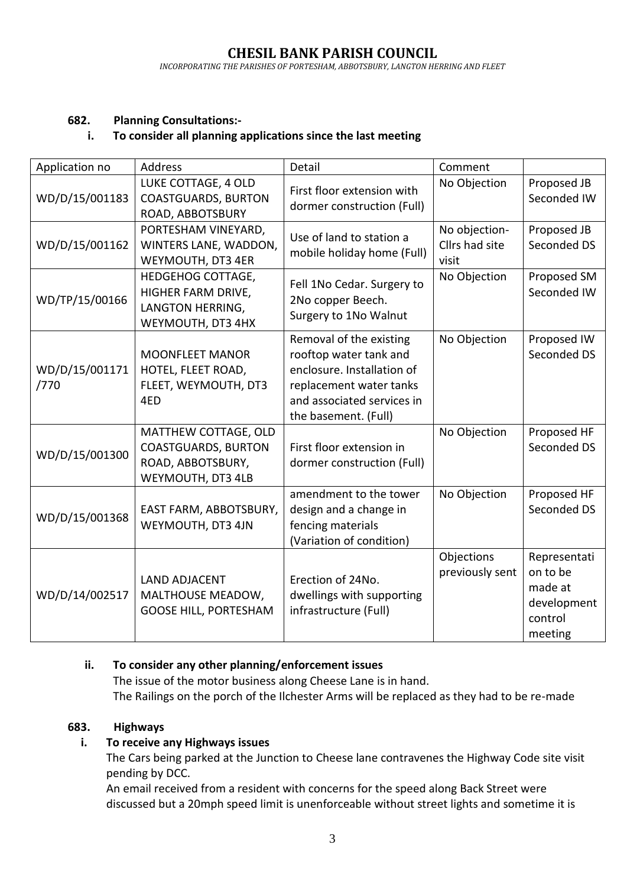# CHESIL BANK PARISH COUNCIL

*INCORPORATING THE PARISHES OF PORTESHAM, ABBOTSBURY, LANGTON HERRING AND FLEET*

**682. Planning Consultations:-**

**i. To consider all planning applications since the last meeting**

| Application no | Address | Detail | Comment | |
|---|---|---|---|---|
| WD/D/15/001183 | LUKE COTTAGE, 4 OLD COASTGUARDS, BURTON ROAD, ABBOTSBURY | First floor extension with dormer construction (Full) | No Objection | Proposed JB Seconded IW |
| WD/D/15/001162 | PORTESHAM VINEYARD, WINTERS LANE, WADDON, WEYMOUTH, DT3 4ER | Use of land to station a mobile holiday home (Full) | No objection- Cllrs had site visit | Proposed JB Seconded DS |
| WD/TP/15/00166 | HEDGEHOG COTTAGE, HIGHER FARM DRIVE, LANGTON HERRING, WEYMOUTH, DT3 4HX | Fell 1No Cedar. Surgery to 2No copper Beech. Surgery to 1No Walnut | No Objection | Proposed SM Seconded IW |
| WD/D/15/001171 /770 | MOONFLEET MANOR HOTEL, FLEET ROAD, FLEET, WEYMOUTH, DT3 4ED | Removal of the existing rooftop water tank and enclosure. Installation of replacement water tanks and associated services in the basement. (Full) | No Objection | Proposed IW Seconded DS |
| WD/D/15/001300 | MATTHEW COTTAGE, OLD COASTGUARDS, BURTON ROAD, ABBOTSBURY, WEYMOUTH, DT3 4LB | First floor extension in dormer construction (Full) | No Objection | Proposed HF Seconded DS |
| WD/D/15/001368 | EAST FARM, ABBOTSBURY, WEYMOUTH, DT3 4JN | amendment to the tower design and a change in fencing materials (Variation of condition) | No Objection | Proposed HF Seconded DS |
| WD/D/14/002517 | LAND ADJACENT MALTHOUSE MEADOW, GOOSE HILL, PORTESHAM | Erection of 24No. dwellings with supporting infrastructure (Full) | Objections previously sent | Representation to be made at development control meeting |

**ii. To consider any other planning/enforcement issues**

The issue of the motor business along Cheese Lane is in hand.
The Railings on the porch of the Ilchester Arms will be replaced as they had to be re-made

**683. Highways**

**i. To receive any Highways issues**

The Cars being parked at the Junction to Cheese lane contravenes the Highway Code site visit pending by DCC.
An email received from a resident with concerns for the speed along Back Street were discussed but a 20mph speed limit is unenforceable without street lights and sometime it is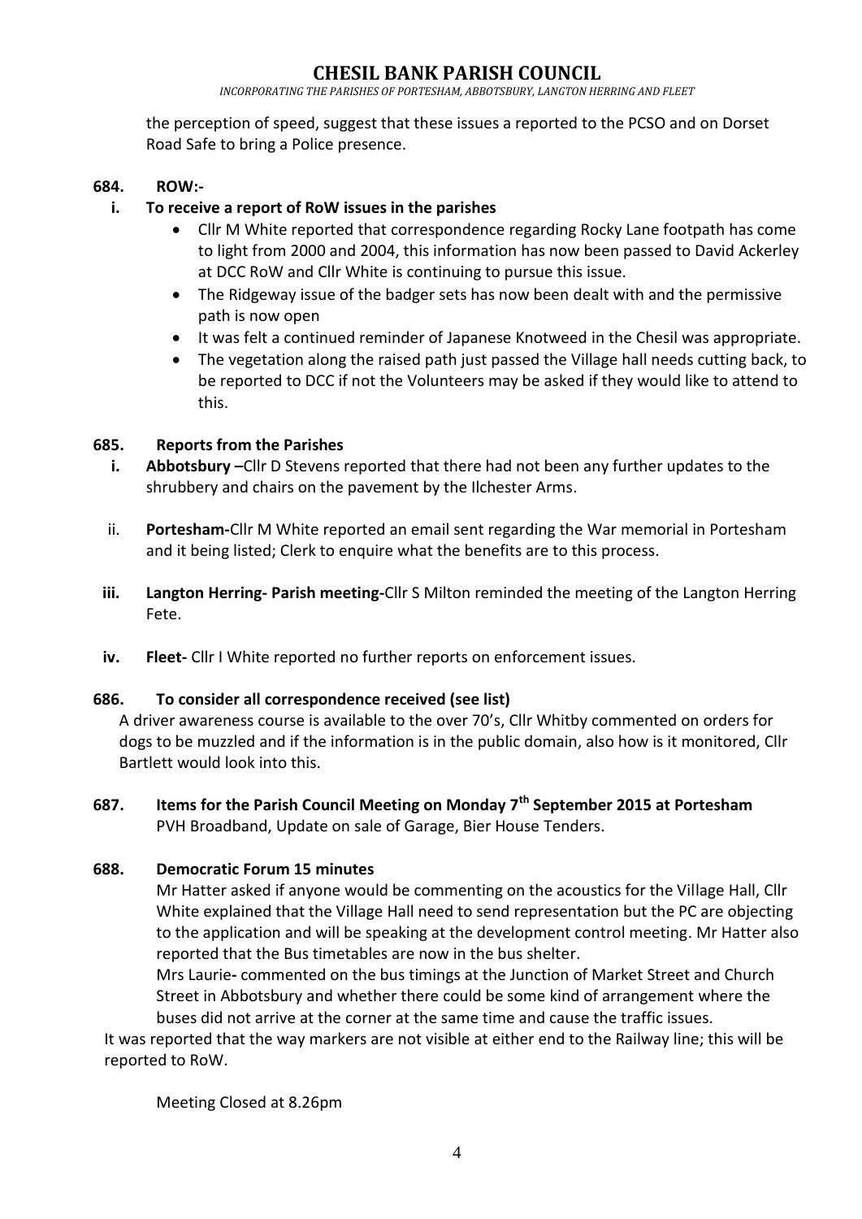the perception of speed, suggest that these issues a reported to the PCSO and on Dorset Road Safe to bring a Police presence.

**684. ROW:-**

**i. To receive a report of RoW issues in the parishes**

- Cllr M White reported that correspondence regarding Rocky Lane footpath has come to light from 2000 and 2004, this information has now been passed to David Ackerley at DCC RoW and Cllr White is continuing to pursue this issue.
- The Ridgeway issue of the badger sets has now been dealt with and the permissive path is now open
- It was felt a continued reminder of Japanese Knotweed in the Chesil was appropriate.
- The vegetation along the raised path just passed the Village hall needs cutting back, to be reported to DCC if not the Volunteers may be asked if they would like to attend to this.

**685. Reports from the Parishes**

**i. Abbotsbury –**Cllr D Stevens reported that there had not been any further updates to the shrubbery and chairs on the pavement by the Ilchester Arms.

ii. **Portesham-**Cllr M White reported an email sent regarding the War memorial in Portesham and it being listed; Clerk to enquire what the benefits are to this process.

**iii. Langton Herring- Parish meeting-**Cllr S Milton reminded the meeting of the Langton Herring Fete.

**iv. Fleet-** Cllr I White reported no further reports on enforcement issues.

**686. To consider all correspondence received (see list)**

A driver awareness course is available to the over 70's, Cllr Whitby commented on orders for dogs to be muzzled and if the information is in the public domain, also how is it monitored, Cllr Bartlett would look into this.

**687. Items for the Parish Council Meeting on Monday 7th September 2015 at Portesham**

PVH Broadband, Update on sale of Garage, Bier House Tenders.

**688. Democratic Forum 15 minutes**

Mr Hatter asked if anyone would be commenting on the acoustics for the Village Hall, Cllr White explained that the Village Hall need to send representation but the PC are objecting to the application and will be speaking at the development control meeting. Mr Hatter also reported that the Bus timetables are now in the bus shelter.

Mrs Laurie**-** commented on the bus timings at the Junction of Market Street and Church Street in Abbotsbury and whether there could be some kind of arrangement where the buses did not arrive at the corner at the same time and cause the traffic issues.

It was reported that the way markers are not visible at either end to the Railway line; this will be reported to RoW.

Meeting Closed at 8.26pm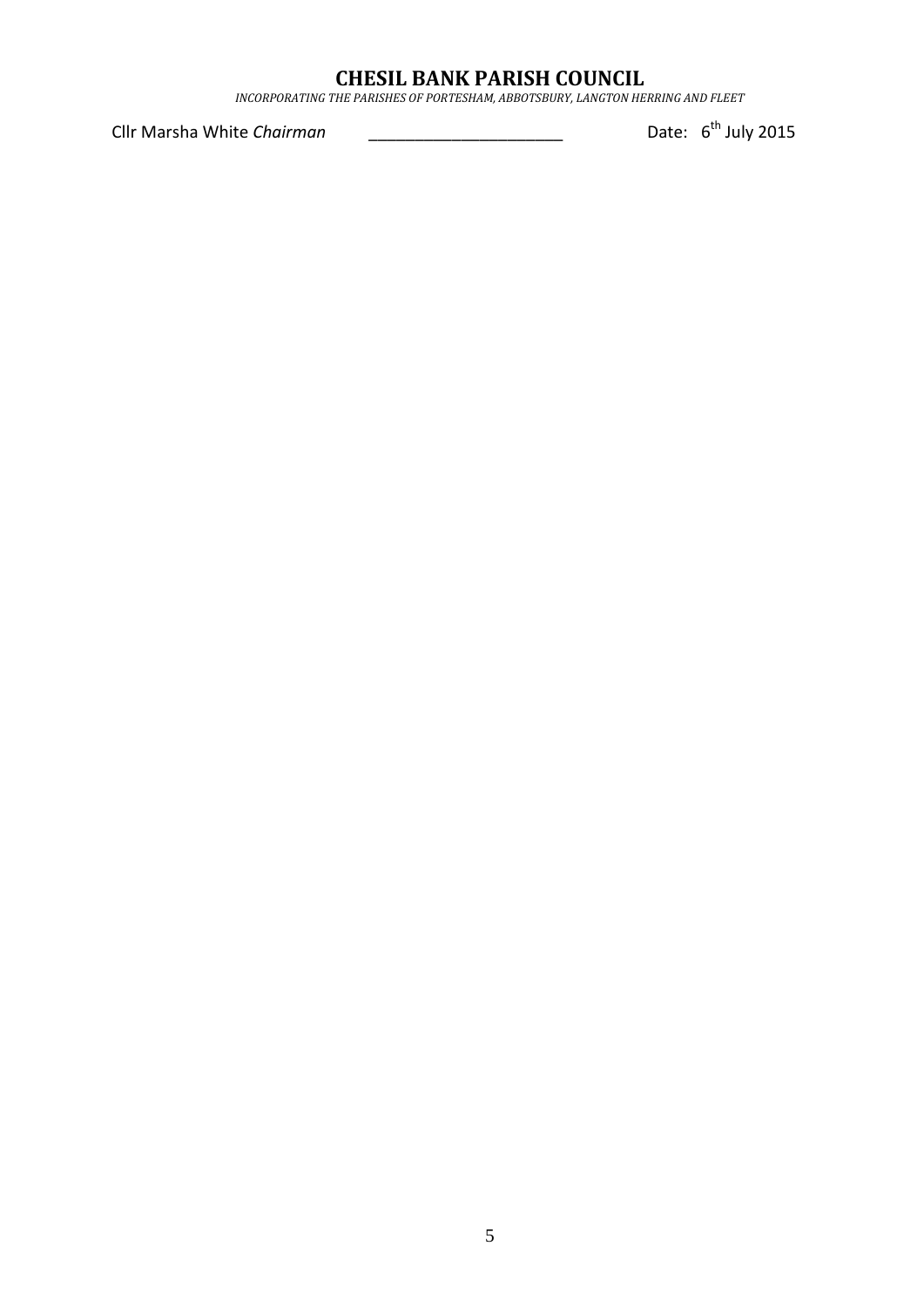# CHESIL BANK PARISH COUNCIL

*INCORPORATING THE PARISHES OF PORTESHAM, ABBOTSBURY, LANGTON HERRING AND FLEET*

Cllr Marsha White *Chairman* \_\_\_\_\_\_\_\_\_\_\_\_\_\_\_\_\_\_\_\_\_\_ Date: 6th July 2015